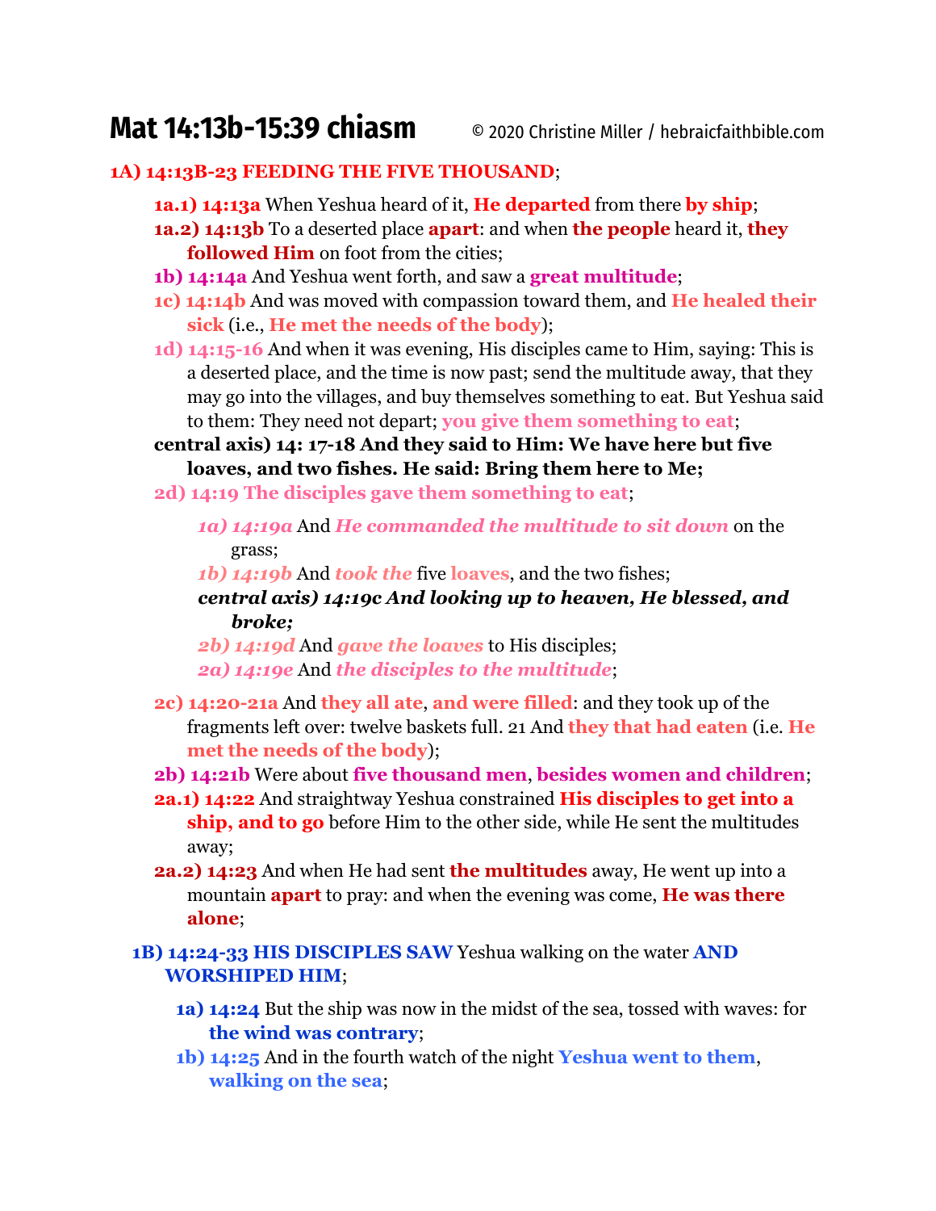# Mat 14:13b-15:39 chiasm

© 2020 Christine Miller / hebraicfaithbible.com

**1A) 14:13B-23 FEEDING THE FIVE THOUSAND**;

- **1a.1) 14:13a** When Yeshua heard of it, **He departed** from there **by ship**;
- **1a.2) 14:13b** To a deserted place **apart**: and when **the people** heard it, **they followed Him** on foot from the cities;
- **1b) 14:14a** And Yeshua went forth, and saw a **great multitude**;
- **1c) 14:14b** And was moved with compassion toward them, and **He healed their sick** (i.e., **He met the needs of the body**);
- **1d) 14:15-16** And when it was evening, His disciples came to Him, saying: This is a deserted place, and the time is now past; send the multitude away, that they may go into the villages, and buy themselves something to eat. But Yeshua said to them: They need not depart; **you give them something to eat**;
- **central axis) 14: 17-18 And they said to Him: We have here but five loaves, and two fishes. He said: Bring them here to Me;**
- **2d) 14:19 The disciples gave them something to eat**;
  - ***1a) 14:19a*** *And* ***He commanded the multitude to sit down*** *on the grass;*
  - ***1b) 14:19b*** *And* ***took the*** *five* ***loaves****, and the two fishes;*
  - ***central axis) 14:19c And looking up to heaven, He blessed, and broke;***
  - ***2b) 14:19d*** *And* ***gave the loaves*** *to His disciples;*
  - ***2a) 14:19e*** *And* ***the disciples to the multitude****;*
- **2c) 14:20-21a** And **they all ate**, **and were filled**: and they took up of the fragments left over: twelve baskets full. 21 And **they that had eaten** (i.e. **He met the needs of the body**);
- **2b) 14:21b** Were about **five thousand men**, **besides women and children**;
- **2a.1) 14:22** And straightway Yeshua constrained **His disciples to get into a ship, and to go** before Him to the other side, while He sent the multitudes away;
- **2a.2) 14:23** And when He had sent **the multitudes** away, He went up into a mountain **apart** to pray: and when the evening was come, **He was there alone**;

**1B) 14:24-33 HIS DISCIPLES SAW** Yeshua walking on the water **AND WORSHIPED HIM**;

- **1a) 14:24** But the ship was now in the midst of the sea, tossed with waves: for **the wind was contrary**;
- **1b) 14:25** And in the fourth watch of the night **Yeshua went to them**, **walking on the sea**;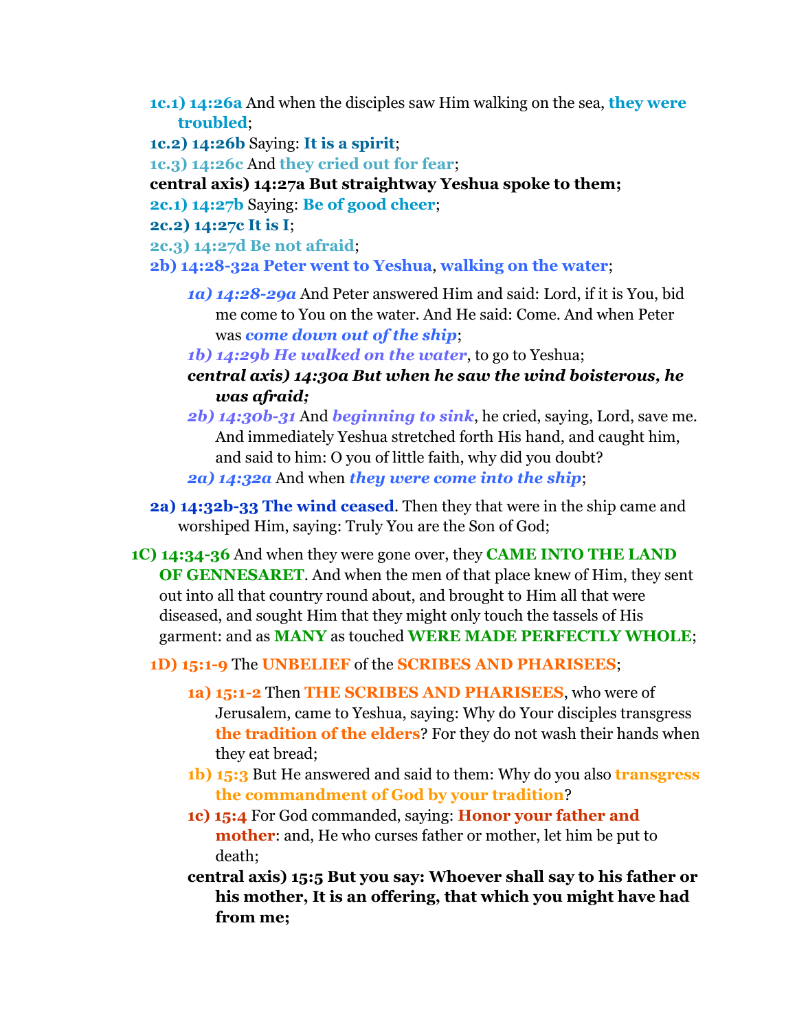**1c.1) 14:26a** And when the disciples saw Him walking on the sea, **they were troubled**;

**1c.2) 14:26b** Saying: **It is a spirit**;

**1c.3) 14:26c** And **they cried out for fear**;

**central axis) 14:27a But straightway Yeshua spoke to them;**

**2c.1) 14:27b** Saying: **Be of good cheer**;

**2c.2) 14:27c It is I**;

**2c.3) 14:27d Be not afraid**;

**2b) 14:28-32a Peter went to Yeshua**, **walking on the water**;

> ***1a) 14:28-29a*** And Peter answered Him and said: Lord, if it is You, bid me come to You on the water. And He said: Come. And when Peter was ***come down out of the ship***;
>
> ***1b) 14:29b He walked on the water***, to go to Yeshua;
>
> ***central axis) 14:30a But when he saw the wind boisterous, he was afraid;***
>
> ***2b) 14:30b-31*** And ***beginning to sink***, he cried, saying, Lord, save me. And immediately Yeshua stretched forth His hand, and caught him, and said to him: O you of little faith, why did you doubt?
>
> ***2a) 14:32a*** And when ***they were come into the ship***;

**2a) 14:32b-33 The wind ceased**. Then they that were in the ship came and worshiped Him, saying: Truly You are the Son of God;

**1C) 14:34-36** And when they were gone over, they **CAME INTO THE LAND OF GENNESARET**. And when the men of that place knew of Him, they sent out into all that country round about, and brought to Him all that were diseased, and sought Him that they might only touch the tassels of His garment: and as **MANY** as touched **WERE MADE PERFECTLY WHOLE**;

**1D) 15:1-9** The **UNBELIEF** of the **SCRIBES AND PHARISEES**;

> **1a) 15:1-2** Then **THE SCRIBES AND PHARISEES**, who were of Jerusalem, came to Yeshua, saying: Why do Your disciples transgress **the tradition of the elders**? For they do not wash their hands when they eat bread;
>
> **1b) 15:3** But He answered and said to them: Why do you also **transgress the commandment of God by your tradition**?
>
> **1c) 15:4** For God commanded, saying: **Honor your father and mother**: and, He who curses father or mother, let him be put to death;
>
> **central axis) 15:5 But you say: Whoever shall say to his father or his mother, It is an offering, that which you might have had from me;**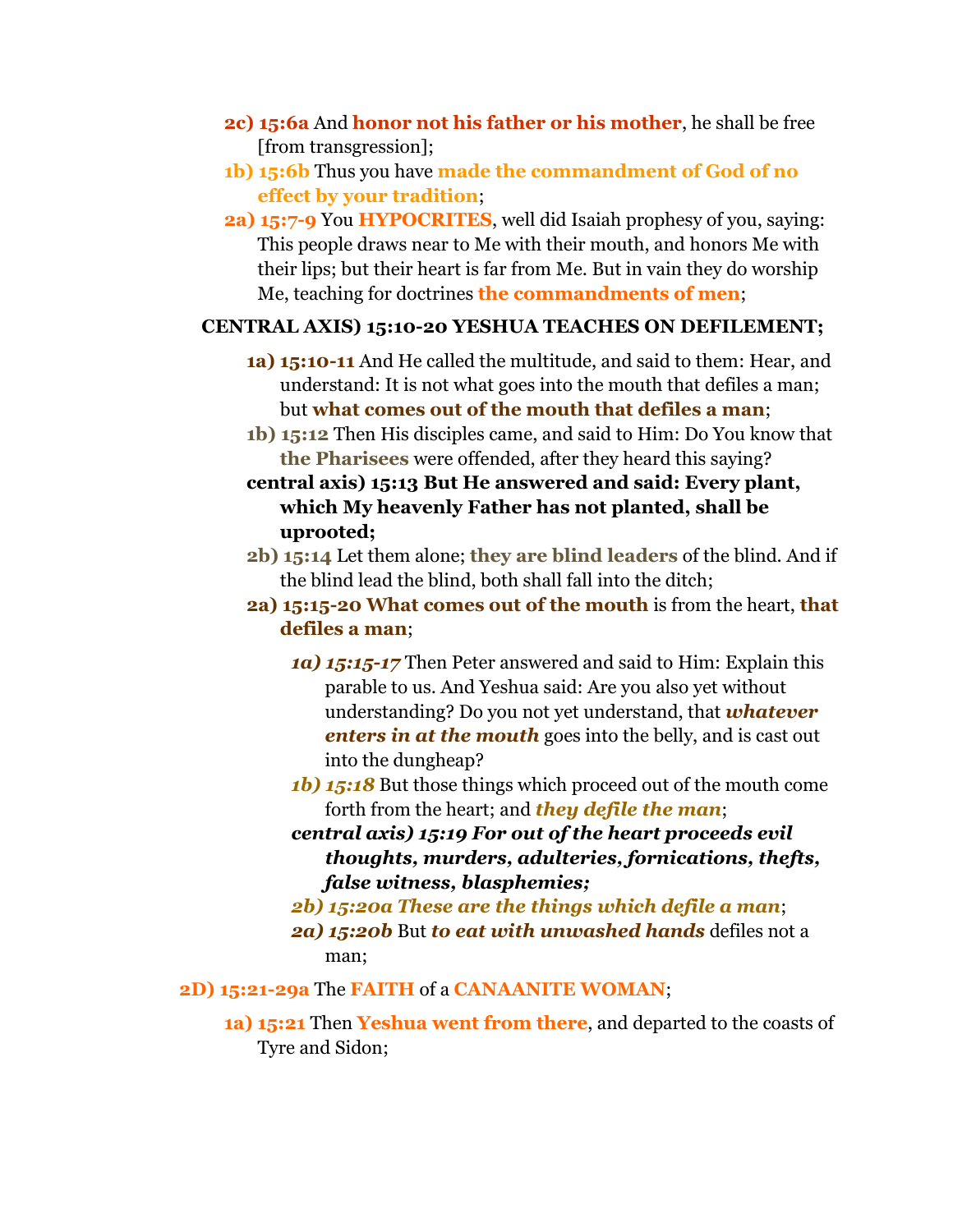- **2c) 15:6a** And **honor not his father or his mother**, he shall be free [from transgression];
- **1b) 15:6b** Thus you have **made the commandment of God of no effect by your tradition**;
- **2a) 15:7-9** You **HYPOCRITES**, well did Isaiah prophesy of you, saying: This people draws near to Me with their mouth, and honors Me with their lips; but their heart is far from Me. But in vain they do worship Me, teaching for doctrines **the commandments of men**;

**CENTRAL AXIS) 15:10-20 YESHUA TEACHES ON DEFILEMENT;**

- **1a) 15:10-11** And He called the multitude, and said to them: Hear, and understand: It is not what goes into the mouth that defiles a man; but **what comes out of the mouth that defiles a man**;
- **1b) 15:12** Then His disciples came, and said to Him: Do You know that **the Pharisees** were offended, after they heard this saying?
- **central axis) 15:13 But He answered and said: Every plant, which My heavenly Father has not planted, shall be uprooted;**
- **2b) 15:14** Let them alone; **they are blind leaders** of the blind. And if the blind lead the blind, both shall fall into the ditch;
- **2a) 15:15-20 What comes out of the mouth** is from the heart, **that defiles a man**;
  - ***1a) 15:15-17*** Then Peter answered and said to Him: Explain this parable to us. And Yeshua said: Are you also yet without understanding? Do you not yet understand, that ***whatever enters in at the mouth*** goes into the belly, and is cast out into the dungheap?
  - ***1b) 15:18*** But those things which proceed out of the mouth come forth from the heart; and ***they defile the man***;
  - ***central axis) 15:19 For out of the heart proceeds evil thoughts, murders, adulteries, fornications, thefts, false witness, blasphemies;***
  - ***2b) 15:20a These are the things which defile a man***;
  - ***2a) 15:20b*** But ***to eat with unwashed hands*** defiles not a man;

**2D) 15:21-29a** The **FAITH** of a **CANAANITE WOMAN**;

- **1a) 15:21** Then **Yeshua went from there**, and departed to the coasts of Tyre and Sidon;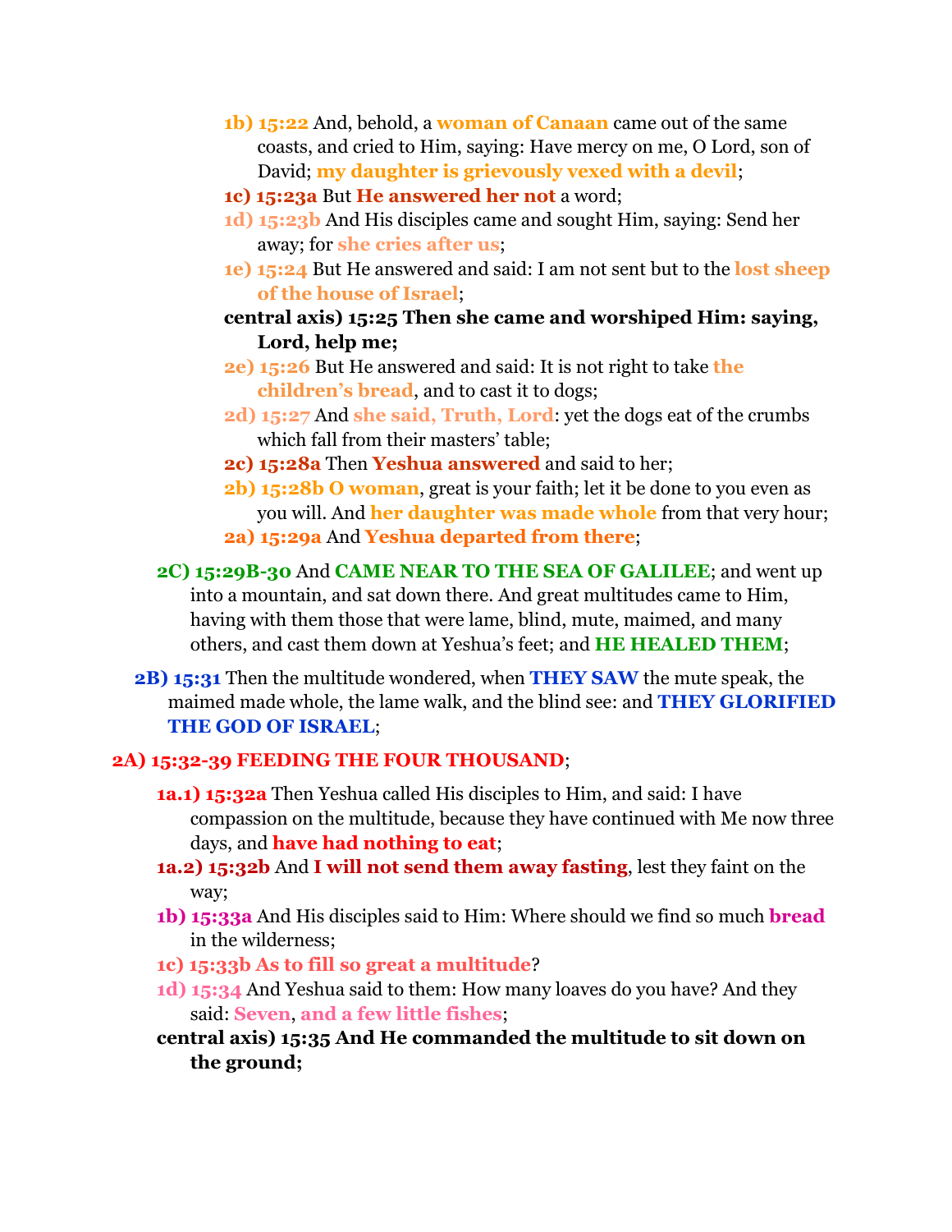- **1b) 15:22** And, behold, a **woman of Canaan** came out of the same coasts, and cried to Him, saying: Have mercy on me, O Lord, son of David; **my daughter is grievously vexed with a devil**;
- **1c) 15:23a** But **He answered her not** a word;
- **1d) 15:23b** And His disciples came and sought Him, saying: Send her away; for **she cries after us**;
- **1e) 15:24** But He answered and said: I am not sent but to the **lost sheep of the house of Israel**;
- **central axis) 15:25 Then she came and worshiped Him: saying, Lord, help me;**
- **2e) 15:26** But He answered and said: It is not right to take **the children's bread**, and to cast it to dogs;
- **2d) 15:27** And **she said, Truth, Lord**: yet the dogs eat of the crumbs which fall from their masters' table;
- **2c) 15:28a** Then **Yeshua answered** and said to her;
- **2b) 15:28b O woman**, great is your faith; let it be done to you even as you will. And **her daughter was made whole** from that very hour;
- **2a) 15:29a** And **Yeshua departed from there**;

**2C) 15:29B-30** And **CAME NEAR TO THE SEA OF GALILEE**; and went up into a mountain, and sat down there. And great multitudes came to Him, having with them those that were lame, blind, mute, maimed, and many others, and cast them down at Yeshua's feet; and **HE HEALED THEM**;

**2B) 15:31** Then the multitude wondered, when **THEY SAW** the mute speak, the maimed made whole, the lame walk, and the blind see: and **THEY GLORIFIED THE GOD OF ISRAEL**;

**2A) 15:32-39 FEEDING THE FOUR THOUSAND**;

- **1a.1) 15:32a** Then Yeshua called His disciples to Him, and said: I have compassion on the multitude, because they have continued with Me now three days, and **have had nothing to eat**;
- **1a.2) 15:32b** And **I will not send them away fasting**, lest they faint on the way;
- **1b) 15:33a** And His disciples said to Him: Where should we find so much **bread** in the wilderness;
- **1c) 15:33b As to fill so great a multitude**?
- **1d) 15:34** And Yeshua said to them: How many loaves do you have? And they said: **Seven**, **and a few little fishes**;
- **central axis) 15:35 And He commanded the multitude to sit down on the ground;**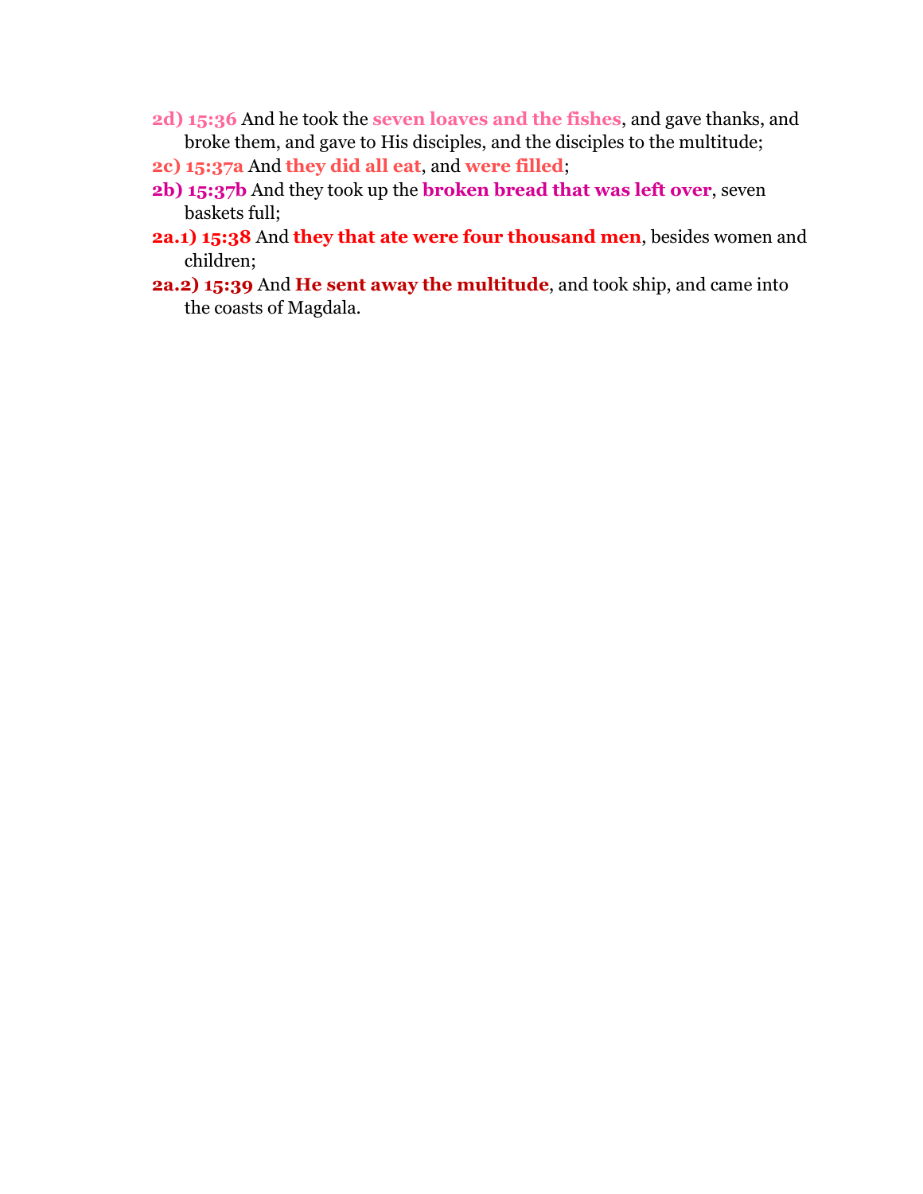**2d) 15:36** And he took the **seven loaves and the fishes**, and gave thanks, and broke them, and gave to His disciples, and the disciples to the multitude;

**2c) 15:37a** And **they did all eat**, and **were filled**;

**2b) 15:37b** And they took up the **broken bread that was left over**, seven baskets full;

**2a.1) 15:38** And **they that ate were four thousand men**, besides women and children;

**2a.2) 15:39** And **He sent away the multitude**, and took ship, and came into the coasts of Magdala.